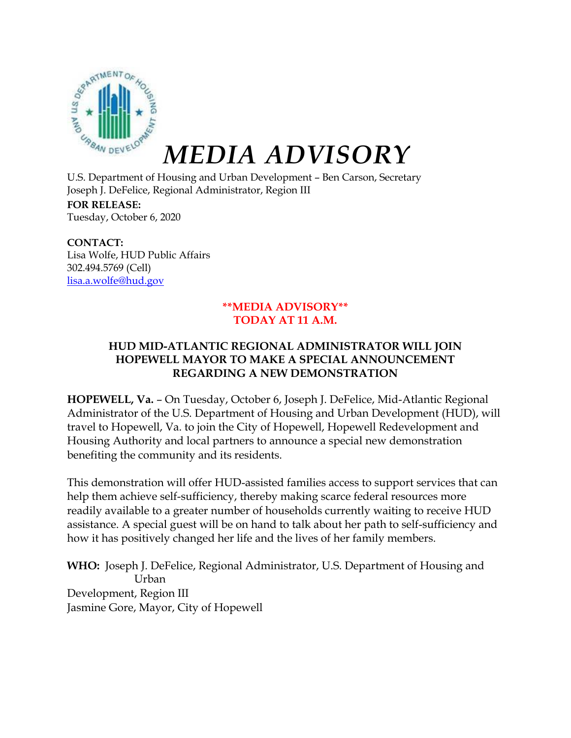# *MEDIA ADVISORY*

U.S. Department of Housing and Urban Development – Ben Carson, Secretary
Joseph J. DeFelice, Regional Administrator, Region III

**FOR RELEASE:**
Tuesday, October 6, 2020

**CONTACT:**
Lisa Wolfe, HUD Public Affairs
302.494.5769 (Cell)
lisa.a.wolfe@hud.gov

**\*\*MEDIA ADVISORY\*\***
**TODAY AT 11 A.M.**

**HUD MID-ATLANTIC REGIONAL ADMINISTRATOR WILL JOIN HOPEWELL MAYOR TO MAKE A SPECIAL ANNOUNCEMENT REGARDING A NEW DEMONSTRATION**

**HOPEWELL, Va.** – On Tuesday, October 6, Joseph J. DeFelice, Mid-Atlantic Regional Administrator of the U.S. Department of Housing and Urban Development (HUD), will travel to Hopewell, Va. to join the City of Hopewell, Hopewell Redevelopment and Housing Authority and local partners to announce a special new demonstration benefiting the community and its residents.

This demonstration will offer HUD-assisted families access to support services that can help them achieve self-sufficiency, thereby making scarce federal resources more readily available to a greater number of households currently waiting to receive HUD assistance. A special guest will be on hand to talk about her path to self-sufficiency and how it has positively changed her life and the lives of her family members.

**WHO:** Joseph J. DeFelice, Regional Administrator, U.S. Department of Housing and Urban Development, Region III
Jasmine Gore, Mayor, City of Hopewell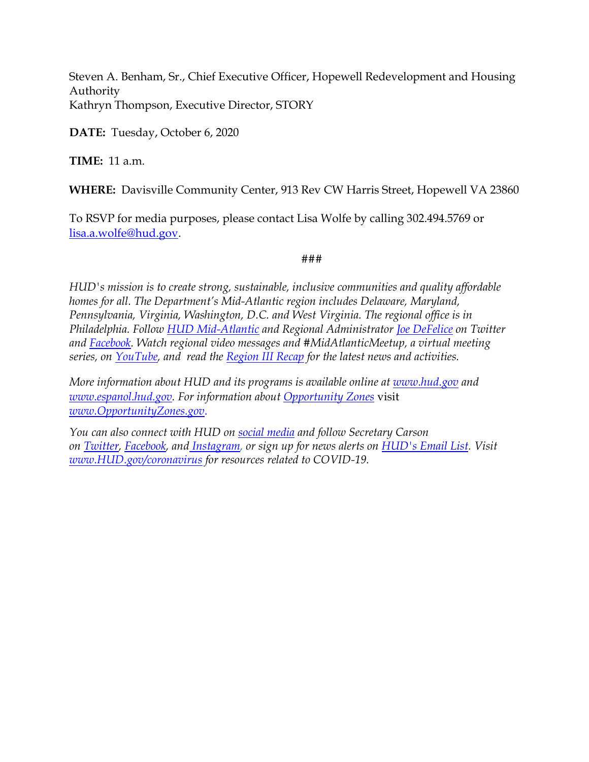Steven A. Benham, Sr., Chief Executive Officer, Hopewell Redevelopment and Housing Authority
Kathryn Thompson, Executive Director, STORY

**DATE:** Tuesday, October 6, 2020

**TIME:** 11 a.m.

**WHERE:** Davisville Community Center, 913 Rev CW Harris Street, Hopewell VA 23860

To RSVP for media purposes, please contact Lisa Wolfe by calling 302.494.5769 or lisa.a.wolfe@hud.gov.

###

*HUD's mission is to create strong, sustainable, inclusive communities and quality affordable homes for all. The Department's Mid-Atlantic region includes Delaware, Maryland, Pennsylvania, Virginia, Washington, D.C. and West Virginia. The regional office is in Philadelphia. Follow HUD Mid-Atlantic and Regional Administrator Joe DeFelice on Twitter and Facebook. Watch regional video messages and #MidAtlanticMeetup, a virtual meeting series, on YouTube, and read the Region III Recap for the latest news and activities.*

*More information about HUD and its programs is available online at www.hud.gov and www.espanol.hud.gov. For information about Opportunity Zones* visit *www.OpportunityZones.gov.*

*You can also connect with HUD on social media and follow Secretary Carson on Twitter, Facebook, and Instagram, or sign up for news alerts on HUD's Email List. Visit www.HUD.gov/coronavirus for resources related to COVID-19.*